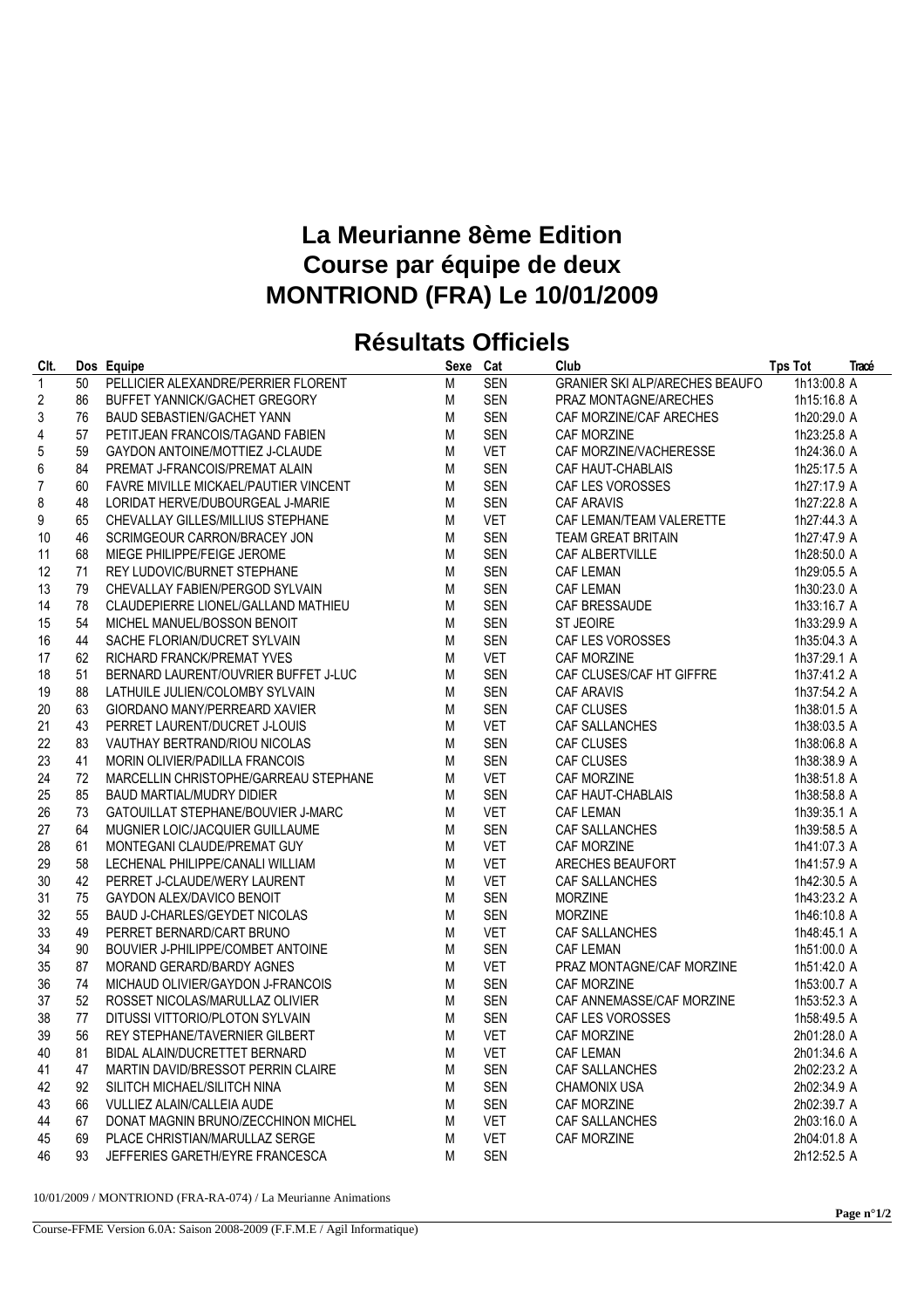# La Meurianne 8ème Edition
# Course par équipe de deux
# MONTRIOND (FRA) Le 10/01/2009

## Résultats Officiels

| Clt. | Dos | Equipe | Sexe | Cat | Club | Tps Tot | Tracé |
|---|---|---|---|---|---|---|---|
| 1 | 50 | PELLICIER ALEXANDRE/PERRIER FLORENT | M | SEN | GRANIER SKI ALP/ARECHES BEAUFO | 1h13:00.8 | A |
| 2 | 86 | BUFFET YANNICK/GACHET GREGORY | M | SEN | PRAZ MONTAGNE/ARECHES | 1h15:16.8 | A |
| 3 | 76 | BAUD SEBASTIEN/GACHET YANN | M | SEN | CAF MORZINE/CAF ARECHES | 1h20:29.0 | A |
| 4 | 57 | PETITJEAN FRANCOIS/TAGAND FABIEN | M | SEN | CAF MORZINE | 1h23:25.8 | A |
| 5 | 59 | GAYDON ANTOINE/MOTTIEZ J-CLAUDE | M | VET | CAF MORZINE/VACHERESSE | 1h24:36.0 | A |
| 6 | 84 | PREMAT J-FRANCOIS/PREMAT ALAIN | M | SEN | CAF HAUT-CHABLAIS | 1h25:17.5 | A |
| 7 | 60 | FAVRE MIVILLE MICKAEL/PAUTIER VINCENT | M | SEN | CAF LES VOROSSES | 1h27:17.9 | A |
| 8 | 48 | LORIDAT HERVE/DUBOURGEAL J-MARIE | M | SEN | CAF ARAVIS | 1h27:22.8 | A |
| 9 | 65 | CHEVALLAY GILLES/MILLIUS STEPHANE | M | VET | CAF LEMAN/TEAM VALERETTE | 1h27:44.3 | A |
| 10 | 46 | SCRIMGEOUR CARRON/BRACEY JON | M | SEN | TEAM GREAT BRITAIN | 1h27:47.9 | A |
| 11 | 68 | MIEGE PHILIPPE/FEIGE JEROME | M | SEN | CAF ALBERTVILLE | 1h28:50.0 | A |
| 12 | 71 | REY LUDOVIC/BURNET STEPHANE | M | SEN | CAF LEMAN | 1h29:05.5 | A |
| 13 | 79 | CHEVALLAY FABIEN/PERGOD SYLVAIN | M | SEN | CAF LEMAN | 1h30:23.0 | A |
| 14 | 78 | CLAUDEPIERRE LIONEL/GALLAND MATHIEU | M | SEN | CAF BRESSAUDE | 1h33:16.7 | A |
| 15 | 54 | MICHEL MANUEL/BOSSON BENOIT | M | SEN | ST JEOIRE | 1h33:29.9 | A |
| 16 | 44 | SACHE FLORIAN/DUCRET SYLVAIN | M | SEN | CAF LES VOROSSES | 1h35:04.3 | A |
| 17 | 62 | RICHARD FRANCK/PREMAT YVES | M | VET | CAF MORZINE | 1h37:29.1 | A |
| 18 | 51 | BERNARD LAURENT/OUVRIER BUFFET J-LUC | M | SEN | CAF CLUSES/CAF HT GIFFRE | 1h37:41.2 | A |
| 19 | 88 | LATHUILE JULIEN/COLOMBY SYLVAIN | M | SEN | CAF ARAVIS | 1h37:54.2 | A |
| 20 | 63 | GIORDANO MANY/PERREARD XAVIER | M | SEN | CAF CLUSES | 1h38:01.5 | A |
| 21 | 43 | PERRET LAURENT/DUCRET J-LOUIS | M | VET | CAF SALLANCHES | 1h38:03.5 | A |
| 22 | 83 | VAUTHAY BERTRAND/RIOU NICOLAS | M | SEN | CAF CLUSES | 1h38:06.8 | A |
| 23 | 41 | MORIN OLIVIER/PADILLA FRANCOIS | M | SEN | CAF CLUSES | 1h38:38.9 | A |
| 24 | 72 | MARCELLIN CHRISTOPHE/GARREAU STEPHANE | M | VET | CAF MORZINE | 1h38:51.8 | A |
| 25 | 85 | BAUD MARTIAL/MUDRY DIDIER | M | SEN | CAF HAUT-CHABLAIS | 1h38:58.8 | A |
| 26 | 73 | GATOUILLAT STEPHANE/BOUVIER J-MARC | M | VET | CAF LEMAN | 1h39:35.1 | A |
| 27 | 64 | MUGNIER LOIC/JACQUIER GUILLAUME | M | SEN | CAF SALLANCHES | 1h39:58.5 | A |
| 28 | 61 | MONTEGANI CLAUDE/PREMAT GUY | M | VET | CAF MORZINE | 1h41:07.3 | A |
| 29 | 58 | LECHENAL PHILIPPE/CANALI WILLIAM | M | VET | ARECHES BEAUFORT | 1h41:57.9 | A |
| 30 | 42 | PERRET J-CLAUDE/WERY LAURENT | M | VET | CAF SALLANCHES | 1h42:30.5 | A |
| 31 | 75 | GAYDON ALEX/DAVICO BENOIT | M | SEN | MORZINE | 1h43:23.2 | A |
| 32 | 55 | BAUD J-CHARLES/GEYDET NICOLAS | M | SEN | MORZINE | 1h46:10.8 | A |
| 33 | 49 | PERRET BERNARD/CART BRUNO | M | VET | CAF SALLANCHES | 1h48:45.1 | A |
| 34 | 90 | BOUVIER J-PHILIPPE/COMBET ANTOINE | M | SEN | CAF LEMAN | 1h51:00.0 | A |
| 35 | 87 | MORAND GERARD/BARDY AGNES | M | VET | PRAZ MONTAGNE/CAF MORZINE | 1h51:42.0 | A |
| 36 | 74 | MICHAUD OLIVIER/GAYDON J-FRANCOIS | M | SEN | CAF MORZINE | 1h53:00.7 | A |
| 37 | 52 | ROSSET NICOLAS/MARULLAZ OLIVIER | M | SEN | CAF ANNEMASSE/CAF MORZINE | 1h53:52.3 | A |
| 38 | 77 | DITUSSI VITTORIO/PLOTON SYLVAIN | M | SEN | CAF LES VOROSSES | 1h58:49.5 | A |
| 39 | 56 | REY STEPHANE/TAVERNIER GILBERT | M | VET | CAF MORZINE | 2h01:28.0 | A |
| 40 | 81 | BIDAL ALAIN/DUCRETTET BERNARD | M | VET | CAF LEMAN | 2h01:34.6 | A |
| 41 | 47 | MARTIN DAVID/BRESSOT PERRIN CLAIRE | M | SEN | CAF SALLANCHES | 2h02:23.2 | A |
| 42 | 92 | SILITCH MICHAEL/SILITCH NINA | M | SEN | CHAMONIX USA | 2h02:34.9 | A |
| 43 | 66 | VULLIEZ ALAIN/CALLEIA AUDE | M | SEN | CAF MORZINE | 2h02:39.7 | A |
| 44 | 67 | DONAT MAGNIN BRUNO/ZECCHINON MICHEL | M | VET | CAF SALLANCHES | 2h03:16.0 | A |
| 45 | 69 | PLACE CHRISTIAN/MARULLAZ SERGE | M | VET | CAF MORZINE | 2h04:01.8 | A |
| 46 | 93 | JEFFERIES GARETH/EYRE FRANCESCA | M | SEN | | 2h12:52.5 | A |

10/01/2009 / MONTRIOND (FRA-RA-074) / La Meurianne Animations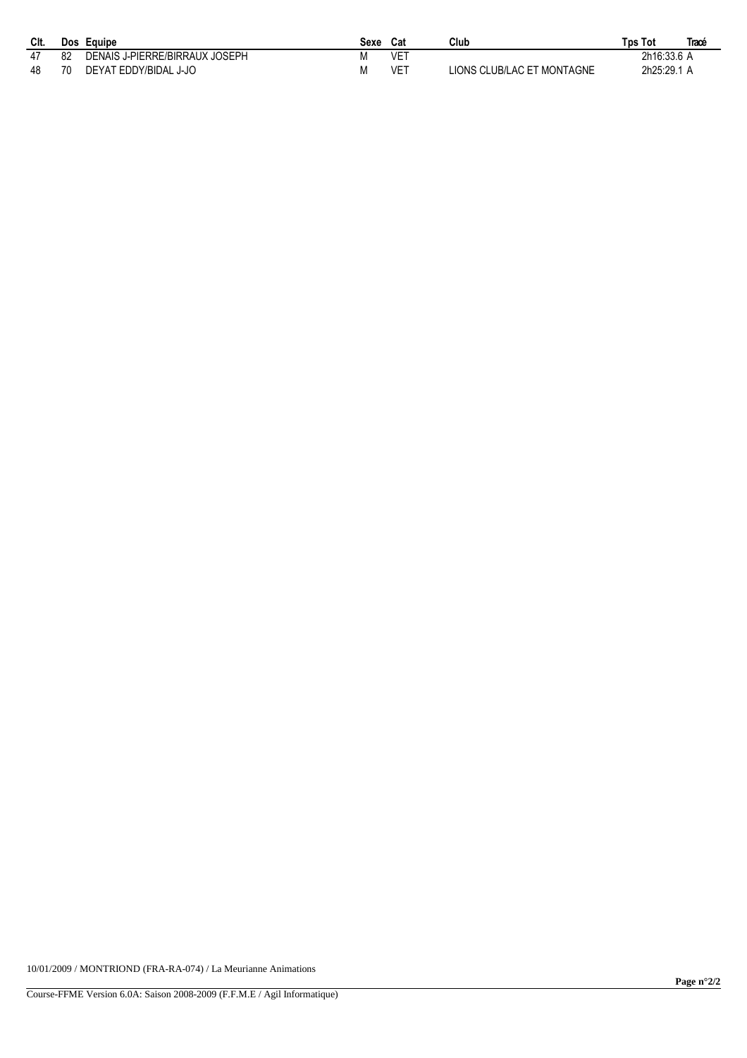| Clt. | Dos | Equipe | Sexe | Cat | Club | Tps Tot | Tracé |
|---|---|---|---|---|---|---|---|
| 47 | 82 | DENAIS J-PIERRE/BIRRAUX JOSEPH | M | VET | | 2h16:33.6 | A |
| 48 | 70 | DEYAT EDDY/BIDAL J-JO | M | VET | LIONS CLUB/LAC ET MONTAGNE | 2h25:29.1 | A |

10/01/2009 / MONTRIOND (FRA-RA-074) / La Meurianne Animations

Course-FFME Version 6.0A: Saison 2008-2009 (F.F.M.E / Agil Informatique)